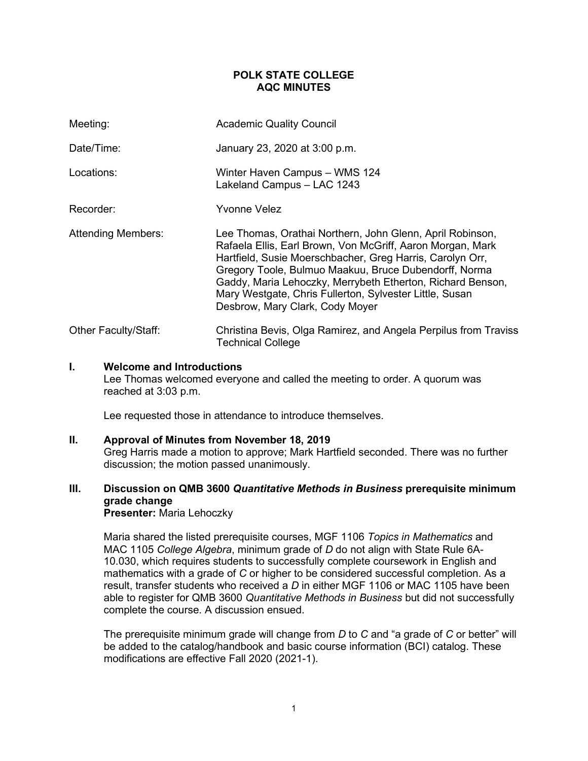# POLK STATE COLLEGE
# AQC MINUTES

| | |
|---|---|
| Meeting: | Academic Quality Council |
| Date/Time: | January 23, 2020 at 3:00 p.m. |
| Locations: | Winter Haven Campus – WMS 124<br>Lakeland Campus – LAC 1243 |
| Recorder: | Yvonne Velez |
| Attending Members: | Lee Thomas, Orathai Northern, John Glenn, April Robinson, Rafaela Ellis, Earl Brown, Von McGriff, Aaron Morgan, Mark Hartfield, Susie Moerschbacher, Greg Harris, Carolyn Orr, Gregory Toole, Bulmuo Maakuu, Bruce Dubendorff, Norma Gaddy, Maria Lehoczky, Merrybeth Etherton, Richard Benson, Mary Westgate, Chris Fullerton, Sylvester Little, Susan Desbrow, Mary Clark, Cody Moyer |
| Other Faculty/Staff: | Christina Bevis, Olga Ramirez, and Angela Perpilus from Traviss Technical College |

## I. Welcome and Introductions

Lee Thomas welcomed everyone and called the meeting to order. A quorum was reached at 3:03 p.m.

Lee requested those in attendance to introduce themselves.

## II. Approval of Minutes from November 18, 2019

Greg Harris made a motion to approve; Mark Hartfield seconded. There was no further discussion; the motion passed unanimously.

## III. Discussion on QMB 3600 *Quantitative Methods in Business* prerequisite minimum grade change

**Presenter:** Maria Lehoczky

Maria shared the listed prerequisite courses, MGF 1106 *Topics in Mathematics* and MAC 1105 *College Algebra*, minimum grade of *D* do not align with State Rule 6A-10.030, which requires students to successfully complete coursework in English and mathematics with a grade of *C* or higher to be considered successful completion. As a result, transfer students who received a *D* in either MGF 1106 or MAC 1105 have been able to register for QMB 3600 *Quantitative Methods in Business* but did not successfully complete the course. A discussion ensued.

The prerequisite minimum grade will change from *D* to *C* and "a grade of *C* or better" will be added to the catalog/handbook and basic course information (BCI) catalog. These modifications are effective Fall 2020 (2021-1).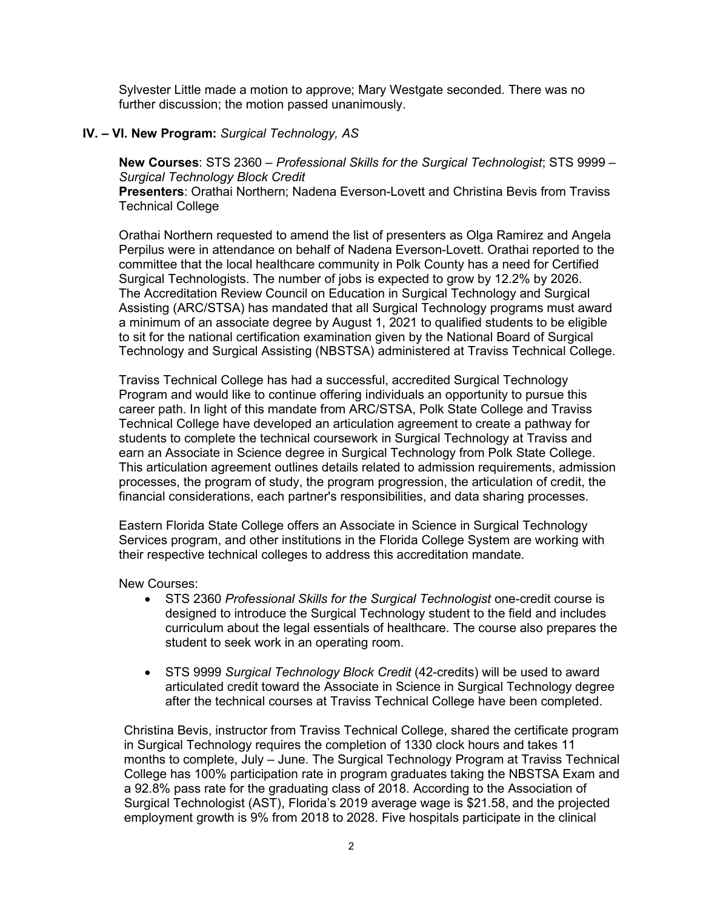Sylvester Little made a motion to approve; Mary Westgate seconded. There was no further discussion; the motion passed unanimously.

**IV. – VI. New Program:** *Surgical Technology, AS*

**New Courses**: STS 2360 – *Professional Skills for the Surgical Technologist*; STS 9999 – *Surgical Technology Block Credit*
**Presenters**: Orathai Northern; Nadena Everson-Lovett and Christina Bevis from Traviss Technical College

Orathai Northern requested to amend the list of presenters as Olga Ramirez and Angela Perpilus were in attendance on behalf of Nadena Everson-Lovett. Orathai reported to the committee that the local healthcare community in Polk County has a need for Certified Surgical Technologists. The number of jobs is expected to grow by 12.2% by 2026. The Accreditation Review Council on Education in Surgical Technology and Surgical Assisting (ARC/STSA) has mandated that all Surgical Technology programs must award a minimum of an associate degree by August 1, 2021 to qualified students to be eligible to sit for the national certification examination given by the National Board of Surgical Technology and Surgical Assisting (NBSTSA) administered at Traviss Technical College.

Traviss Technical College has had a successful, accredited Surgical Technology Program and would like to continue offering individuals an opportunity to pursue this career path. In light of this mandate from ARC/STSA, Polk State College and Traviss Technical College have developed an articulation agreement to create a pathway for students to complete the technical coursework in Surgical Technology at Traviss and earn an Associate in Science degree in Surgical Technology from Polk State College. This articulation agreement outlines details related to admission requirements, admission processes, the program of study, the program progression, the articulation of credit, the financial considerations, each partner's responsibilities, and data sharing processes.

Eastern Florida State College offers an Associate in Science in Surgical Technology Services program, and other institutions in the Florida College System are working with their respective technical colleges to address this accreditation mandate.

New Courses:

- STS 2360 *Professional Skills for the Surgical Technologist* one-credit course is designed to introduce the Surgical Technology student to the field and includes curriculum about the legal essentials of healthcare. The course also prepares the student to seek work in an operating room.
- STS 9999 *Surgical Technology Block Credit* (42-credits) will be used to award articulated credit toward the Associate in Science in Surgical Technology degree after the technical courses at Traviss Technical College have been completed.

Christina Bevis, instructor from Traviss Technical College, shared the certificate program in Surgical Technology requires the completion of 1330 clock hours and takes 11 months to complete, July – June. The Surgical Technology Program at Traviss Technical College has 100% participation rate in program graduates taking the NBSTSA Exam and a 92.8% pass rate for the graduating class of 2018. According to the Association of Surgical Technologist (AST), Florida's 2019 average wage is $21.58, and the projected employment growth is 9% from 2018 to 2028. Five hospitals participate in the clinical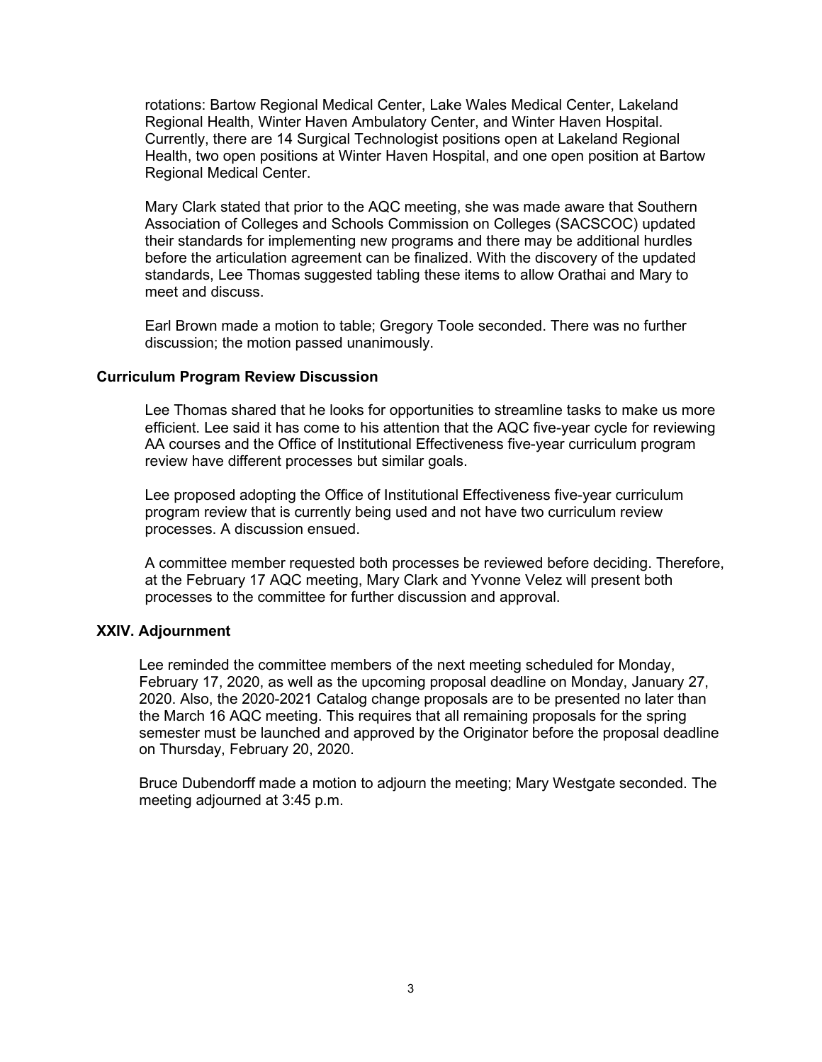rotations: Bartow Regional Medical Center, Lake Wales Medical Center, Lakeland Regional Health, Winter Haven Ambulatory Center, and Winter Haven Hospital. Currently, there are 14 Surgical Technologist positions open at Lakeland Regional Health, two open positions at Winter Haven Hospital, and one open position at Bartow Regional Medical Center.

Mary Clark stated that prior to the AQC meeting, she was made aware that Southern Association of Colleges and Schools Commission on Colleges (SACSCOC) updated their standards for implementing new programs and there may be additional hurdles before the articulation agreement can be finalized. With the discovery of the updated standards, Lee Thomas suggested tabling these items to allow Orathai and Mary to meet and discuss.

Earl Brown made a motion to table; Gregory Toole seconded. There was no further discussion; the motion passed unanimously.

**Curriculum Program Review Discussion**

Lee Thomas shared that he looks for opportunities to streamline tasks to make us more efficient. Lee said it has come to his attention that the AQC five-year cycle for reviewing AA courses and the Office of Institutional Effectiveness five-year curriculum program review have different processes but similar goals.

Lee proposed adopting the Office of Institutional Effectiveness five-year curriculum program review that is currently being used and not have two curriculum review processes. A discussion ensued.

A committee member requested both processes be reviewed before deciding. Therefore, at the February 17 AQC meeting, Mary Clark and Yvonne Velez will present both processes to the committee for further discussion and approval.

**XXIV. Adjournment**

Lee reminded the committee members of the next meeting scheduled for Monday, February 17, 2020, as well as the upcoming proposal deadline on Monday, January 27, 2020. Also, the 2020-2021 Catalog change proposals are to be presented no later than the March 16 AQC meeting. This requires that all remaining proposals for the spring semester must be launched and approved by the Originator before the proposal deadline on Thursday, February 20, 2020.

Bruce Dubendorff made a motion to adjourn the meeting; Mary Westgate seconded. The meeting adjourned at 3:45 p.m.